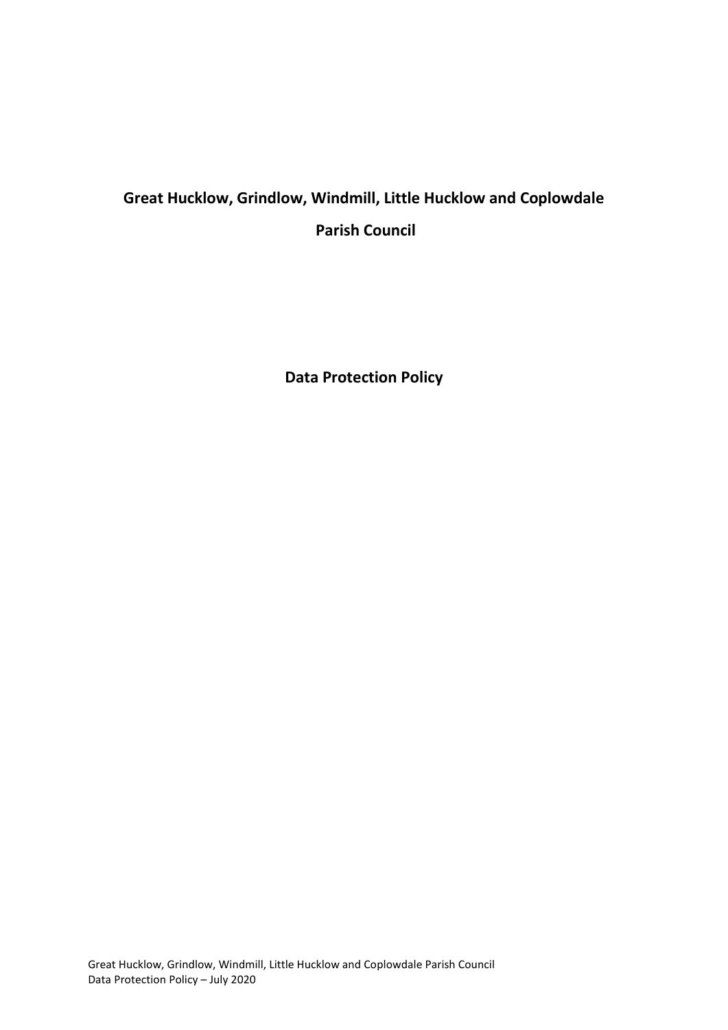# Great Hucklow, Grindlow, Windmill, Little Hucklow and Coplowdale Parish Council

## Data Protection Policy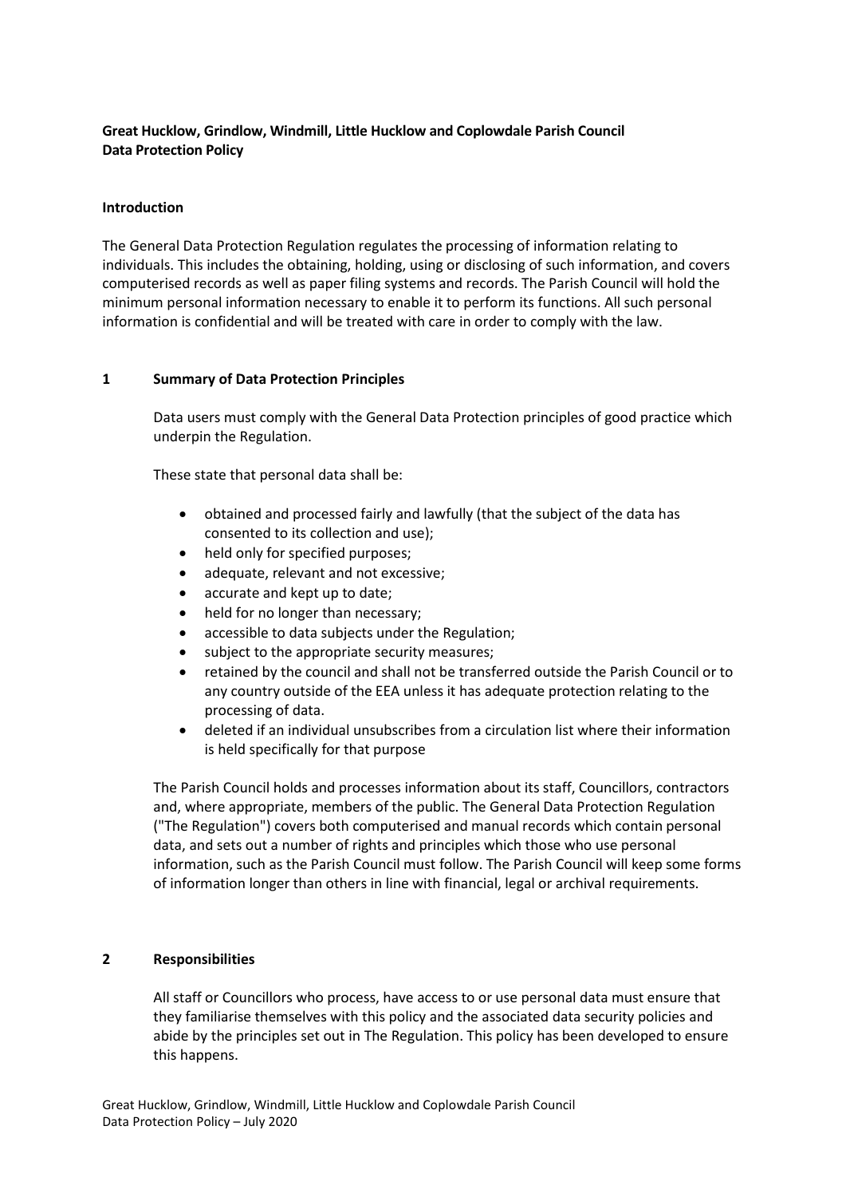**Great Hucklow, Grindlow, Windmill, Little Hucklow and Coplowdale Parish Council**
**Data Protection Policy**

## Introduction

The General Data Protection Regulation regulates the processing of information relating to individuals. This includes the obtaining, holding, using or disclosing of such information, and covers computerised records as well as paper filing systems and records. The Parish Council will hold the minimum personal information necessary to enable it to perform its functions. All such personal information is confidential and will be treated with care in order to comply with the law.

## 1 Summary of Data Protection Principles

Data users must comply with the General Data Protection principles of good practice which underpin the Regulation.

These state that personal data shall be:

- obtained and processed fairly and lawfully (that the subject of the data has consented to its collection and use);
- held only for specified purposes;
- adequate, relevant and not excessive;
- accurate and kept up to date;
- held for no longer than necessary;
- accessible to data subjects under the Regulation;
- subject to the appropriate security measures;
- retained by the council and shall not be transferred outside the Parish Council or to any country outside of the EEA unless it has adequate protection relating to the processing of data.
- deleted if an individual unsubscribes from a circulation list where their information is held specifically for that purpose

The Parish Council holds and processes information about its staff, Councillors, contractors and, where appropriate, members of the public. The General Data Protection Regulation ("The Regulation") covers both computerised and manual records which contain personal data, and sets out a number of rights and principles which those who use personal information, such as the Parish Council must follow. The Parish Council will keep some forms of information longer than others in line with financial, legal or archival requirements.

## 2 Responsibilities

All staff or Councillors who process, have access to or use personal data must ensure that they familiarise themselves with this policy and the associated data security policies and abide by the principles set out in The Regulation. This policy has been developed to ensure this happens.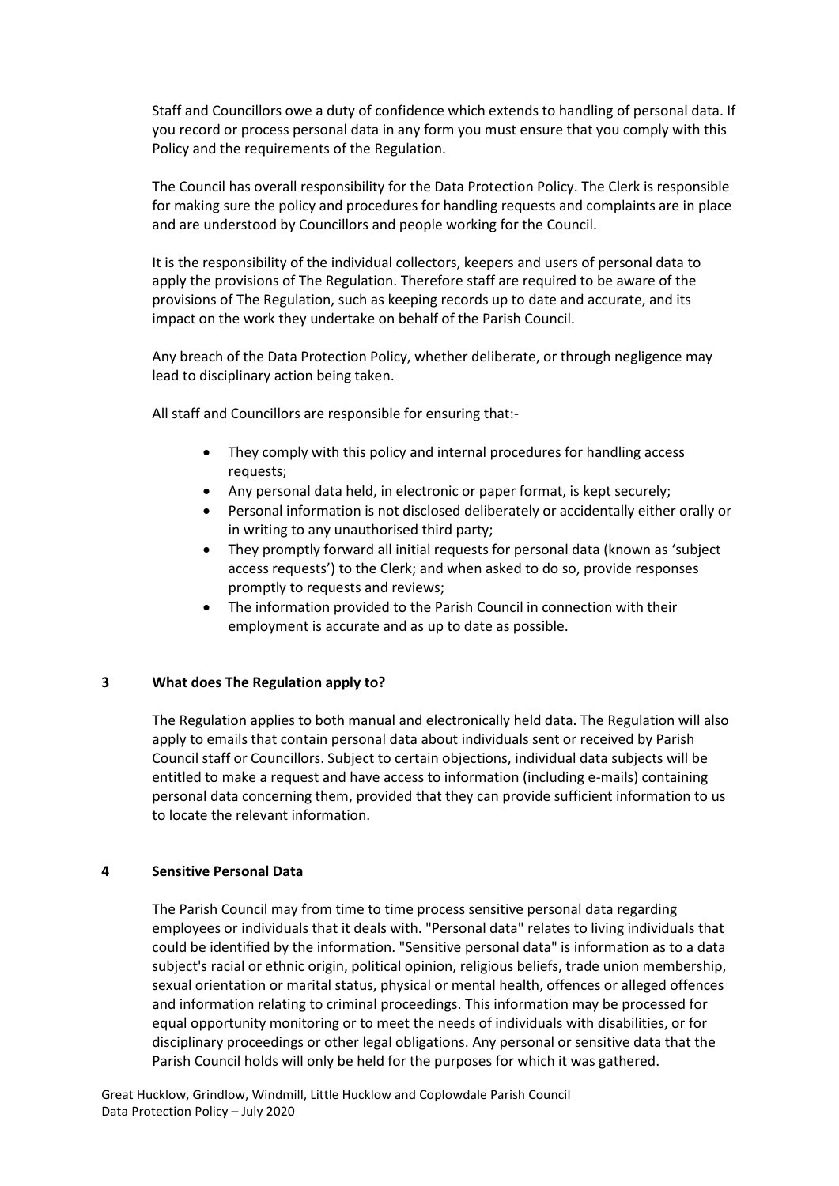Staff and Councillors owe a duty of confidence which extends to handling of personal data. If you record or process personal data in any form you must ensure that you comply with this Policy and the requirements of the Regulation.

The Council has overall responsibility for the Data Protection Policy. The Clerk is responsible for making sure the policy and procedures for handling requests and complaints are in place and are understood by Councillors and people working for the Council.

It is the responsibility of the individual collectors, keepers and users of personal data to apply the provisions of The Regulation. Therefore staff are required to be aware of the provisions of The Regulation, such as keeping records up to date and accurate, and its impact on the work they undertake on behalf of the Parish Council.

Any breach of the Data Protection Policy, whether deliberate, or through negligence may lead to disciplinary action being taken.

All staff and Councillors are responsible for ensuring that:-

- They comply with this policy and internal procedures for handling access requests;
- Any personal data held, in electronic or paper format, is kept securely;
- Personal information is not disclosed deliberately or accidentally either orally or in writing to any unauthorised third party;
- They promptly forward all initial requests for personal data (known as 'subject access requests') to the Clerk; and when asked to do so, provide responses promptly to requests and reviews;
- The information provided to the Parish Council in connection with their employment is accurate and as up to date as possible.

## 3 What does The Regulation apply to?

The Regulation applies to both manual and electronically held data. The Regulation will also apply to emails that contain personal data about individuals sent or received by Parish Council staff or Councillors. Subject to certain objections, individual data subjects will be entitled to make a request and have access to information (including e-mails) containing personal data concerning them, provided that they can provide sufficient information to us to locate the relevant information.

## 4 Sensitive Personal Data

The Parish Council may from time to time process sensitive personal data regarding employees or individuals that it deals with. "Personal data" relates to living individuals that could be identified by the information. "Sensitive personal data" is information as to a data subject's racial or ethnic origin, political opinion, religious beliefs, trade union membership, sexual orientation or marital status, physical or mental health, offences or alleged offences and information relating to criminal proceedings. This information may be processed for equal opportunity monitoring or to meet the needs of individuals with disabilities, or for disciplinary proceedings or other legal obligations. Any personal or sensitive data that the Parish Council holds will only be held for the purposes for which it was gathered.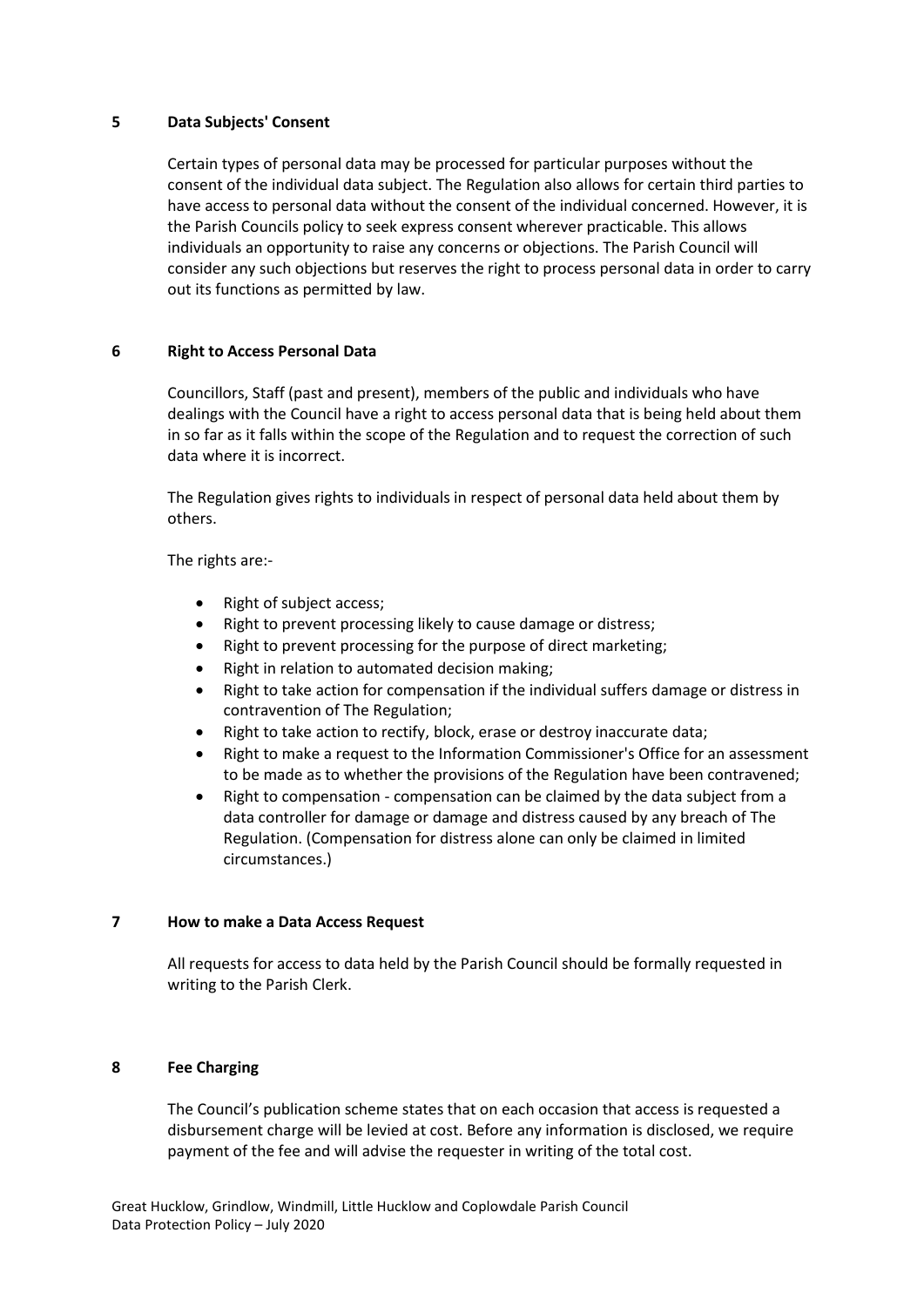## 5 Data Subjects' Consent

Certain types of personal data may be processed for particular purposes without the consent of the individual data subject. The Regulation also allows for certain third parties to have access to personal data without the consent of the individual concerned. However, it is the Parish Councils policy to seek express consent wherever practicable. This allows individuals an opportunity to raise any concerns or objections. The Parish Council will consider any such objections but reserves the right to process personal data in order to carry out its functions as permitted by law.

## 6 Right to Access Personal Data

Councillors, Staff (past and present), members of the public and individuals who have dealings with the Council have a right to access personal data that is being held about them in so far as it falls within the scope of the Regulation and to request the correction of such data where it is incorrect.

The Regulation gives rights to individuals in respect of personal data held about them by others.

The rights are:-

- Right of subject access;
- Right to prevent processing likely to cause damage or distress;
- Right to prevent processing for the purpose of direct marketing;
- Right in relation to automated decision making;
- Right to take action for compensation if the individual suffers damage or distress in contravention of The Regulation;
- Right to take action to rectify, block, erase or destroy inaccurate data;
- Right to make a request to the Information Commissioner's Office for an assessment to be made as to whether the provisions of the Regulation have been contravened;
- Right to compensation - compensation can be claimed by the data subject from a data controller for damage or damage and distress caused by any breach of The Regulation. (Compensation for distress alone can only be claimed in limited circumstances.)

## 7 How to make a Data Access Request

All requests for access to data held by the Parish Council should be formally requested in writing to the Parish Clerk.

## 8 Fee Charging

The Council's publication scheme states that on each occasion that access is requested a disbursement charge will be levied at cost. Before any information is disclosed, we require payment of the fee and will advise the requester in writing of the total cost.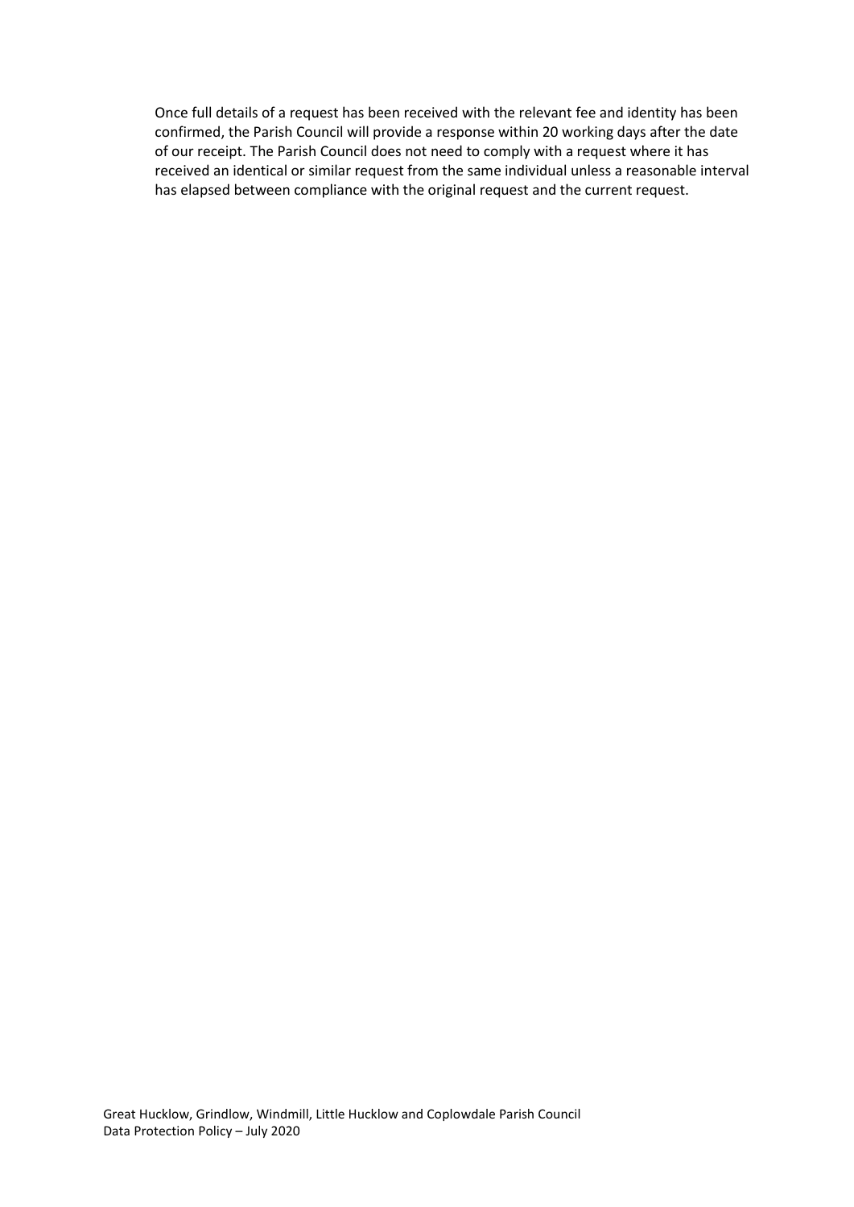Once full details of a request has been received with the relevant fee and identity has been confirmed, the Parish Council will provide a response within 20 working days after the date of our receipt. The Parish Council does not need to comply with a request where it has received an identical or similar request from the same individual unless a reasonable interval has elapsed between compliance with the original request and the current request.